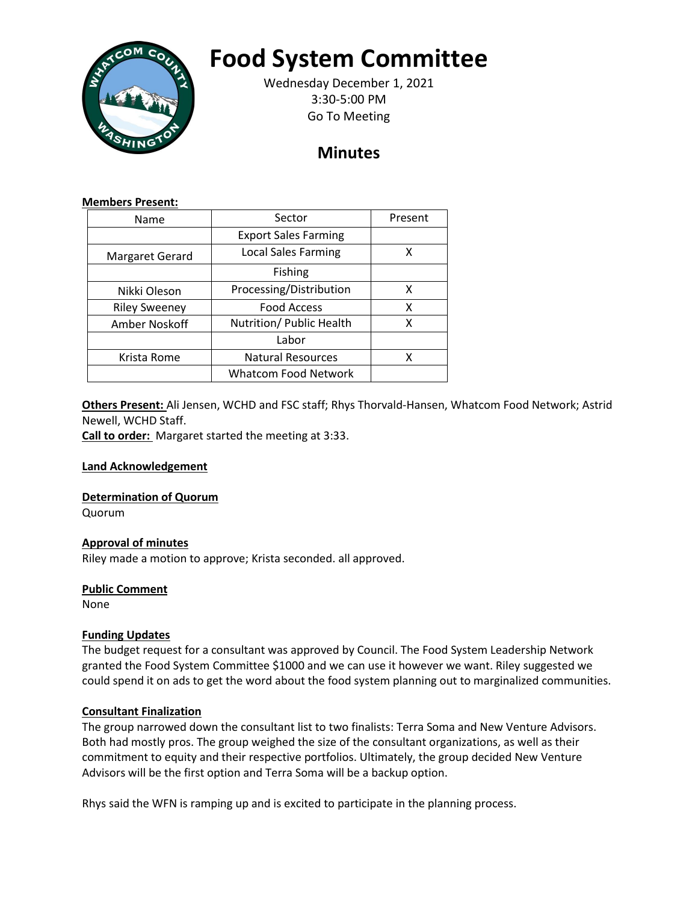# Food System Committee

Wednesday December 1, 2021
3:30-5:00 PM
Go To Meeting

## Minutes

**Members Present:**

| Name | Sector | Present |
|---|---|---|
| | Export Sales Farming | |
| Margaret Gerard | Local Sales Farming | X |
| | Fishing | |
| Nikki Oleson | Processing/Distribution | X |
| Riley Sweeney | Food Access | X |
| Amber Noskoff | Nutrition/ Public Health | X |
| | Labor | |
| Krista Rome | Natural Resources | X |
| | Whatcom Food Network | |

**Others Present:** Ali Jensen, WCHD and FSC staff; Rhys Thorvald-Hansen, Whatcom Food Network; Astrid Newell, WCHD Staff.

**Call to order:** Margaret started the meeting at 3:33.

**Land Acknowledgement**

**Determination of Quorum**

Quorum

**Approval of minutes**

Riley made a motion to approve; Krista seconded. all approved.

**Public Comment**

None

**Funding Updates**

The budget request for a consultant was approved by Council. The Food System Leadership Network granted the Food System Committee $1000 and we can use it however we want. Riley suggested we could spend it on ads to get the word about the food system planning out to marginalized communities.

**Consultant Finalization**

The group narrowed down the consultant list to two finalists: Terra Soma and New Venture Advisors. Both had mostly pros. The group weighed the size of the consultant organizations, as well as their commitment to equity and their respective portfolios. Ultimately, the group decided New Venture Advisors will be the first option and Terra Soma will be a backup option.

Rhys said the WFN is ramping up and is excited to participate in the planning process.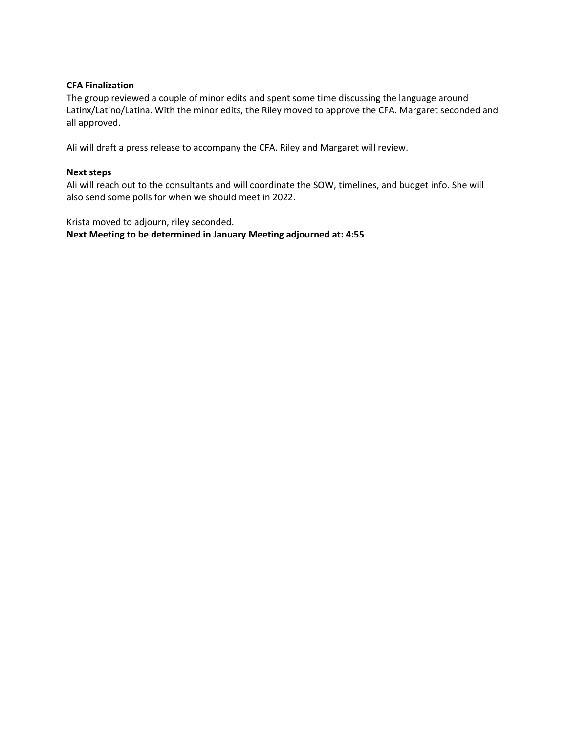**CFA Finalization**

The group reviewed a couple of minor edits and spent some time discussing the language around Latinx/Latino/Latina. With the minor edits, the Riley moved to approve the CFA. Margaret seconded and all approved.

Ali will draft a press release to accompany the CFA. Riley and Margaret will review.

**Next steps**

Ali will reach out to the consultants and will coordinate the SOW, timelines, and budget info. She will also send some polls for when we should meet in 2022.

Krista moved to adjourn, riley seconded.

**Next Meeting to be determined in January Meeting adjourned at: 4:55**